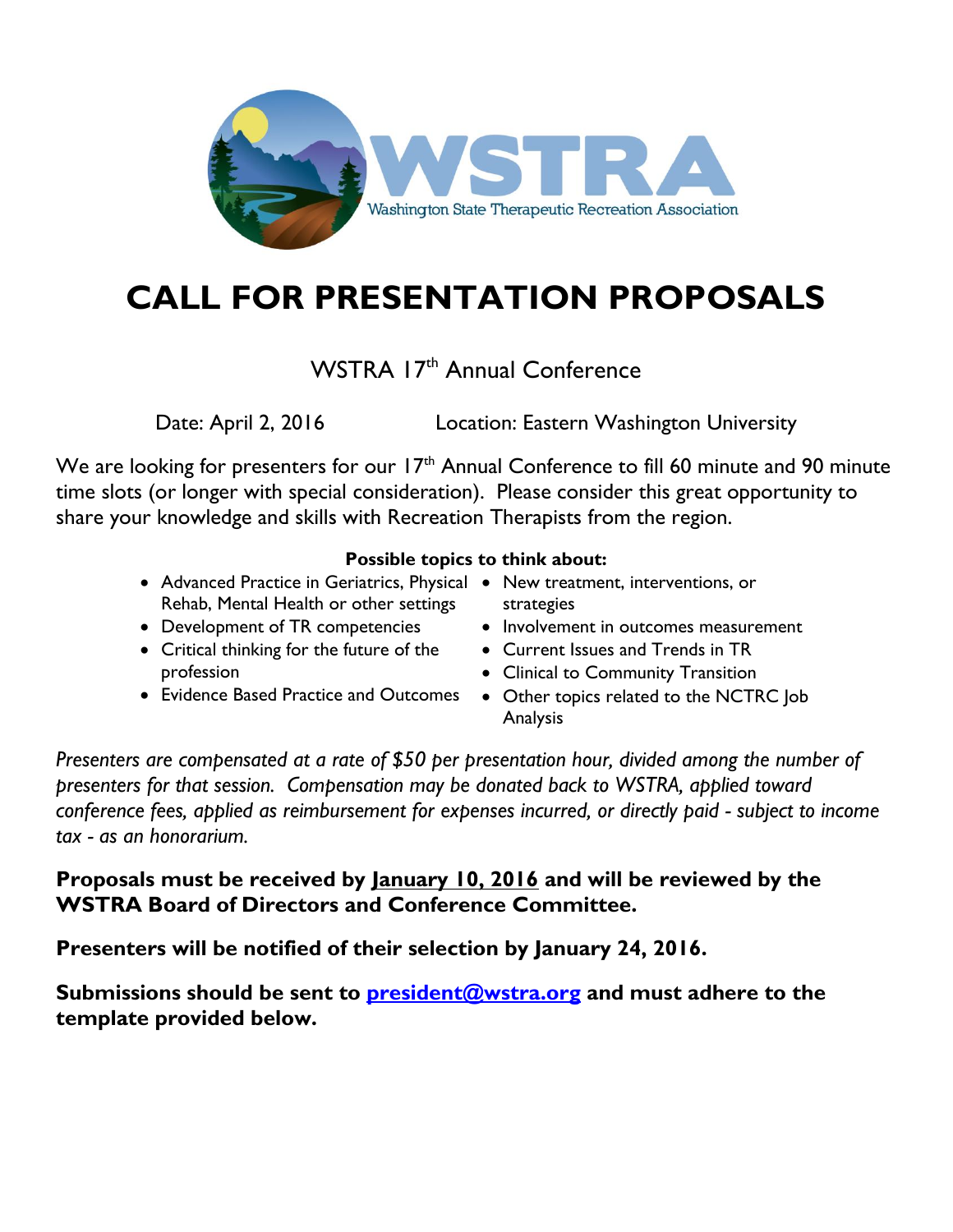WSTRA

Washington State Therapeutic Recreation Association

# CALL FOR PRESENTATION PROPOSALS

WSTRA 17th Annual Conference

Date: April 2, 2016 Location: Eastern Washington University

We are looking for presenters for our 17th Annual Conference to fill 60 minute and 90 minute time slots (or longer with special consideration). Please consider this great opportunity to share your knowledge and skills with Recreation Therapists from the region.

**Possible topics to think about:**

- Advanced Practice in Geriatrics, Physical Rehab, Mental Health or other settings
- Development of TR competencies
- Critical thinking for the future of the profession
- Evidence Based Practice and Outcomes
- New treatment, interventions, or strategies
- Involvement in outcomes measurement
- Current Issues and Trends in TR
- Clinical to Community Transition
- Other topics related to the NCTRC Job Analysis

*Presenters are compensated at a rate of $50 per presentation hour, divided among the number of presenters for that session. Compensation may be donated back to WSTRA, applied toward conference fees, applied as reimbursement for expenses incurred, or directly paid - subject to income tax - as an honorarium.*

**Proposals must be received by <u>January 10, 2016</u> and will be reviewed by the WSTRA Board of Directors and Conference Committee.**

**Presenters will be notified of their selection by January 24, 2016.**

**Submissions should be sent to president@wstra.org and must adhere to the template provided below.**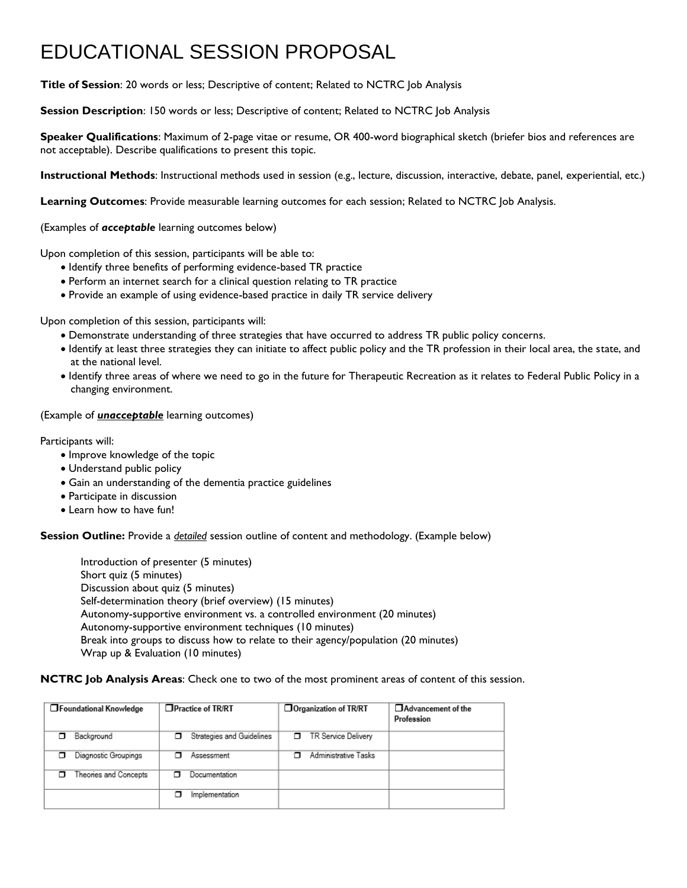# EDUCATIONAL SESSION PROPOSAL

**Title of Session**: 20 words or less; Descriptive of content; Related to NCTRC Job Analysis

**Session Description**: 150 words or less; Descriptive of content; Related to NCTRC Job Analysis

**Speaker Qualifications**: Maximum of 2-page vitae or resume, OR 400-word biographical sketch (briefer bios and references are not acceptable). Describe qualifications to present this topic.

**Instructional Methods**: Instructional methods used in session (e.g., lecture, discussion, interactive, debate, panel, experiential, etc.)

**Learning Outcomes**: Provide measurable learning outcomes for each session; Related to NCTRC Job Analysis.

(Examples of ***acceptable*** learning outcomes below)

Upon completion of this session, participants will be able to:

- Identify three benefits of performing evidence-based TR practice
- Perform an internet search for a clinical question relating to TR practice
- Provide an example of using evidence-based practice in daily TR service delivery

Upon completion of this session, participants will:

- Demonstrate understanding of three strategies that have occurred to address TR public policy concerns.
- Identify at least three strategies they can initiate to affect public policy and the TR profession in their local area, the state, and at the national level.
- Identify three areas of where we need to go in the future for Therapeutic Recreation as it relates to Federal Public Policy in a changing environment.

(Example of ***<u>unacceptable</u>*** learning outcomes)

Participants will:

- Improve knowledge of the topic
- Understand public policy
- Gain an understanding of the dementia practice guidelines
- Participate in discussion
- Learn how to have fun!

**Session Outline:** Provide a *<u>detailed</u>* session outline of content and methodology. (Example below)

Introduction of presenter (5 minutes)
Short quiz (5 minutes)
Discussion about quiz (5 minutes)
Self-determination theory (brief overview) (15 minutes)
Autonomy-supportive environment vs. a controlled environment (20 minutes)
Autonomy-supportive environment techniques (10 minutes)
Break into groups to discuss how to relate to their agency/population (20 minutes)
Wrap up & Evaluation (10 minutes)

**NCTRC Job Analysis Areas**: Check one to two of the most prominent areas of content of this session.

| ❒ Foundational Knowledge | ❒ Practice of TR/RT | ❒ Organization of TR/RT | ❒ Advancement of the Profession |
|---|---|---|---|
| ❒ Background | ❒ Strategies and Guidelines | ❒ TR Service Delivery | |
| ❒ Diagnostic Groupings | ❒ Assessment | ❒ Administrative Tasks | |
| ❒ Theories and Concepts | ❒ Documentation | | |
| | ❒ Implementation | | |